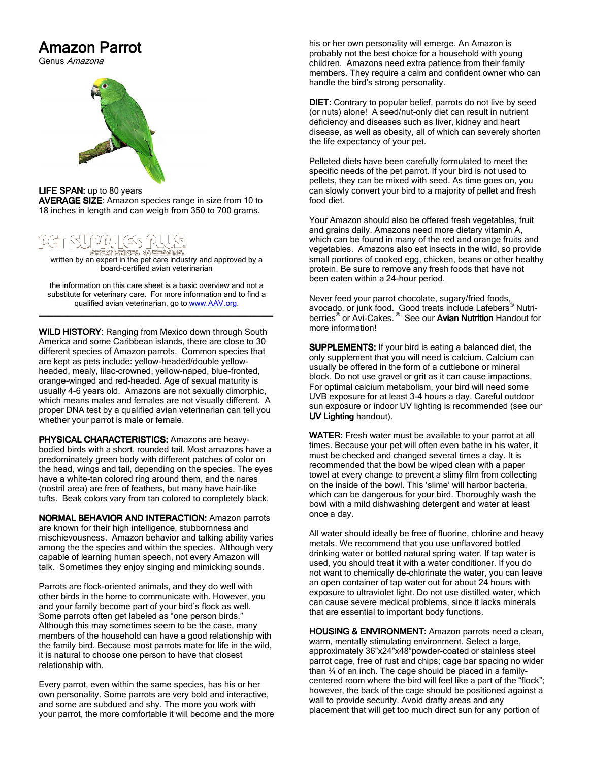# Amazon Parrot

Genus *Amazona*

**LIFE SPAN:** up to 80 years
**AVERAGE SIZE**: Amazon species range in size from 10 to 18 inches in length and can weigh from 350 to 700 grams.

PET SUPPLIES PLUS
GREAT PRICES. NO BEGGING.

written by an expert in the pet care industry and approved by a board-certified avian veterinarian

the information on this care sheet is a basic overview and not a substitute for veterinary care. For more information and to find a qualified avian veterinarian, go to [www.AAV.org](http://www.AAV.org).

---

**WILD HISTORY:** Ranging from Mexico down through South America and some Caribbean islands, there are close to 30 different species of Amazon parrots. Common species that are kept as pets include: yellow-headed/double yellow-headed, mealy, lilac-crowned, yellow-naped, blue-fronted, orange-winged and red-headed. Age of sexual maturity is usually 4-6 years old. Amazons are not sexually dimorphic, which means males and females are not visually different. A proper DNA test by a qualified avian veterinarian can tell you whether your parrot is male or female.

**PHYSICAL CHARACTERISTICS:** Amazons are heavy-bodied birds with a short, rounded tail. Most amazons have a predominately green body with different patches of color on the head, wings and tail, depending on the species. The eyes have a white-tan colored ring around them, and the nares (nostril area) are free of feathers, but many have hair-like tufts. Beak colors vary from tan colored to completely black.

**NORMAL BEHAVIOR AND INTERACTION:** Amazon parrots are known for their high intelligence, stubbornness and mischievousness. Amazon behavior and talking ability varies among the the species and within the species. Although very capable of learning human speech, not every Amazon will talk. Sometimes they enjoy singing and mimicking sounds.

Parrots are flock-oriented animals, and they do well with other birds in the home to communicate with. However, you and your family become part of your bird's flock as well. Some parrots often get labeled as "one person birds." Although this may sometimes seem to be the case, many members of the household can have a good relationship with the family bird. Because most parrots mate for life in the wild, it is natural to choose one person to have that closest relationship with.

Every parrot, even within the same species, has his or her own personality. Some parrots are very bold and interactive, and some are subdued and shy. The more you work with your parrot, the more comfortable it will become and the more his or her own personality will emerge. An Amazon is probably not the best choice for a household with young children. Amazons need extra patience from their family members. They require a calm and confident owner who can handle the bird's strong personality.

**DIET:** Contrary to popular belief, parrots do not live by seed (or nuts) alone! A seed/nut-only diet can result in nutrient deficiency and diseases such as liver, kidney and heart disease, as well as obesity, all of which can severely shorten the life expectancy of your pet.

Pelleted diets have been carefully formulated to meet the specific needs of the pet parrot. If your bird is not used to pellets, they can be mixed with seed. As time goes on, you can slowly convert your bird to a majority of pellet and fresh food diet.

Your Amazon should also be offered fresh vegetables, fruit and grains daily. Amazons need more dietary vitamin A, which can be found in many of the red and orange fruits and vegetables. Amazons also eat insects in the wild, so provide small portions of cooked egg, chicken, beans or other healthy protein. Be sure to remove any fresh foods that have not been eaten within a 24-hour period.

Never feed your parrot chocolate, sugary/fried foods, avocado, or junk food. Good treats include Lafebers® Nutri-berries® or Avi-Cakes.® See our **Avian Nutrition** Handout for more information!

**SUPPLEMENTS:** If your bird is eating a balanced diet, the only supplement that you will need is calcium. Calcium can usually be offered in the form of a cuttlebone or mineral block. Do not use gravel or grit as it can cause impactions. For optimal calcium metabolism, your bird will need some UVB exposure for at least 3-4 hours a day. Careful outdoor sun exposure or indoor UV lighting is recommended (see our **UV Lighting** handout).

**WATER:** Fresh water must be available to your parrot at all times. Because your pet will often even bathe in his water, it must be checked and changed several times a day. It is recommended that the bowl be wiped clean with a paper towel at every change to prevent a slimy film from collecting on the inside of the bowl. This 'slime' will harbor bacteria, which can be dangerous for your bird. Thoroughly wash the bowl with a mild dishwashing detergent and water at least once a day.

All water should ideally be free of fluorine, chlorine and heavy metals. We recommend that you use unflavored bottled drinking water or bottled natural spring water. If tap water is used, you should treat it with a water conditioner. If you do not want to chemically de-chlorinate the water, you can leave an open container of tap water out for about 24 hours with exposure to ultraviolet light. Do not use distilled water, which can cause severe medical problems, since it lacks minerals that are essential to important body functions.

**HOUSING & ENVIRONMENT:** Amazon parrots need a clean, warm, mentally stimulating environment. Select a large, approximately 36"x24"x48"powder-coated or stainless steel parrot cage, free of rust and chips; cage bar spacing no wider than ¾ of an inch**.** The cage should be placed in a family-centered room where the bird will feel like a part of the "flock"; however, the back of the cage should be positioned against a wall to provide security. Avoid drafty areas and any placement that will get too much direct sun for any portion of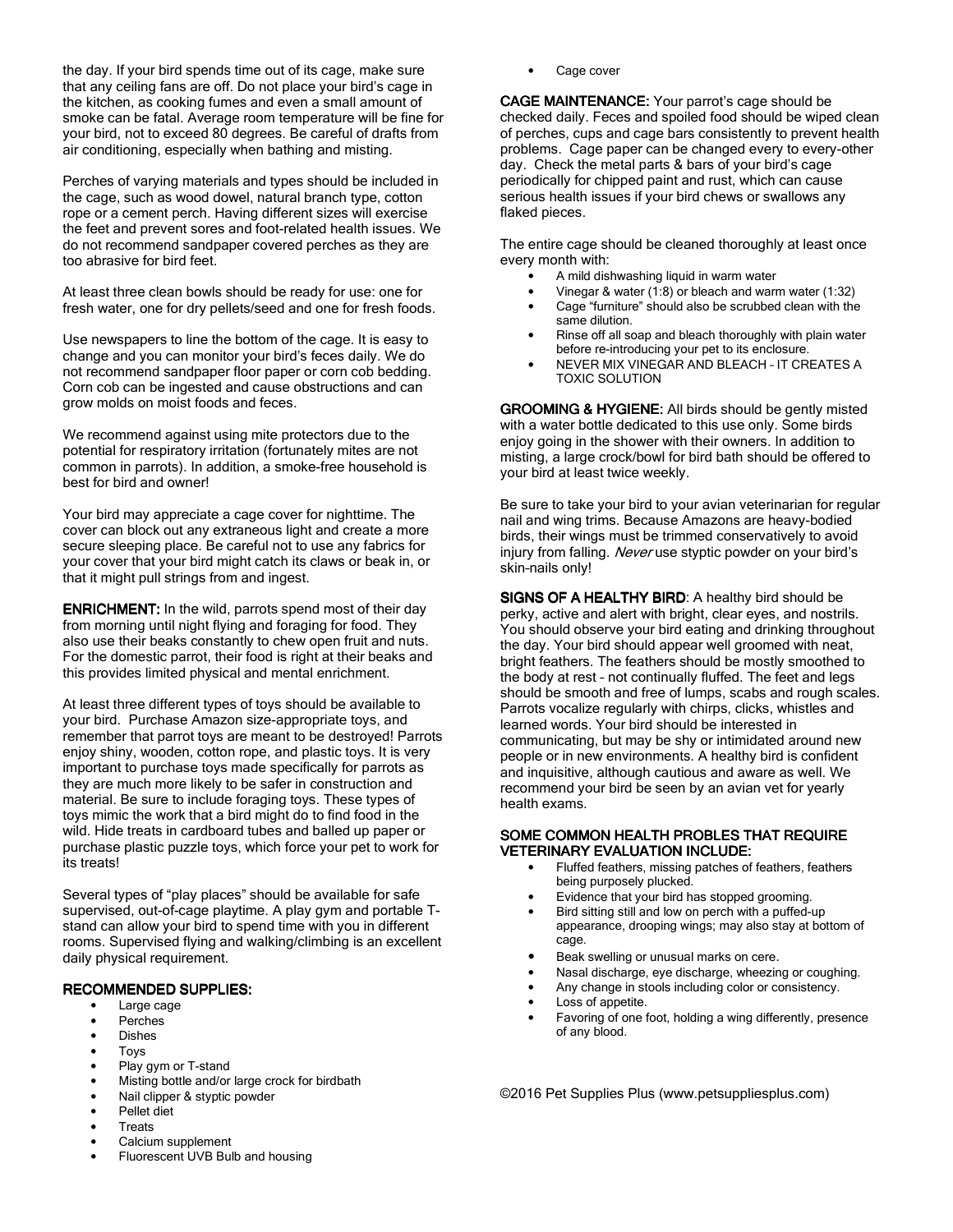the day. If your bird spends time out of its cage, make sure that any ceiling fans are off. Do not place your bird's cage in the kitchen, as cooking fumes and even a small amount of smoke can be fatal. Average room temperature will be fine for your bird, not to exceed 80 degrees. Be careful of drafts from air conditioning, especially when bathing and misting.

Perches of varying materials and types should be included in the cage, such as wood dowel, natural branch type, cotton rope or a cement perch. Having different sizes will exercise the feet and prevent sores and foot-related health issues. We do not recommend sandpaper covered perches as they are too abrasive for bird feet.

At least three clean bowls should be ready for use: one for fresh water, one for dry pellets/seed and one for fresh foods.

Use newspapers to line the bottom of the cage. It is easy to change and you can monitor your bird's feces daily. We do not recommend sandpaper floor paper or corn cob bedding. Corn cob can be ingested and cause obstructions and can grow molds on moist foods and feces.

We recommend against using mite protectors due to the potential for respiratory irritation (fortunately mites are not common in parrots). In addition, a smoke-free household is best for bird and owner!

Your bird may appreciate a cage cover for nighttime. The cover can block out any extraneous light and create a more secure sleeping place. Be careful not to use any fabrics for your cover that your bird might catch its claws or beak in, or that it might pull strings from and ingest.

**ENRICHMENT:** In the wild, parrots spend most of their day from morning until night flying and foraging for food. They also use their beaks constantly to chew open fruit and nuts. For the domestic parrot, their food is right at their beaks and this provides limited physical and mental enrichment.

At least three different types of toys should be available to your bird. Purchase Amazon size-appropriate toys, and remember that parrot toys are meant to be destroyed! Parrots enjoy shiny, wooden, cotton rope, and plastic toys. It is very important to purchase toys made specifically for parrots as they are much more likely to be safer in construction and material. Be sure to include foraging toys. These types of toys mimic the work that a bird might do to find food in the wild. Hide treats in cardboard tubes and balled up paper or purchase plastic puzzle toys, which force your pet to work for its treats!

Several types of "play places" should be available for safe supervised, out-of-cage playtime. A play gym and portable T-stand can allow your bird to spend time with you in different rooms. Supervised flying and walking/climbing is an excellent daily physical requirement.

**RECOMMENDED SUPPLIES:**

- Large cage
- Perches
- Dishes
- Toys
- Play gym or T-stand
- Misting bottle and/or large crock for birdbath
- Nail clipper & styptic powder
- Pellet diet
- Treats
- Calcium supplement
- Fluorescent UVB Bulb and housing
- Cage cover

**CAGE MAINTENANCE:** Your parrot's cage should be checked daily. Feces and spoiled food should be wiped clean of perches, cups and cage bars consistently to prevent health problems. Cage paper can be changed every to every-other day. Check the metal parts & bars of your bird's cage periodically for chipped paint and rust, which can cause serious health issues if your bird chews or swallows any flaked pieces.

The entire cage should be cleaned thoroughly at least once every month with:

- A mild dishwashing liquid in warm water
- Vinegar & water (1:8) or bleach and warm water (1:32)
- Cage "furniture" should also be scrubbed clean with the same dilution.
- Rinse off all soap and bleach thoroughly with plain water before re-introducing your pet to its enclosure.
- NEVER MIX VINEGAR AND BLEACH – IT CREATES A TOXIC SOLUTION

**GROOMING & HYGIENE:** All birds should be gently misted with a water bottle dedicated to this use only. Some birds enjoy going in the shower with their owners. In addition to misting, a large crock/bowl for bird bath should be offered to your bird at least twice weekly.

Be sure to take your bird to your avian veterinarian for regular nail and wing trims. Because Amazons are heavy-bodied birds, their wings must be trimmed conservatively to avoid injury from falling. *Never* use styptic powder on your bird's skin-nails only!

**SIGNS OF A HEALTHY BIRD**: A healthy bird should be perky, active and alert with bright, clear eyes, and nostrils. You should observe your bird eating and drinking throughout the day. Your bird should appear well groomed with neat, bright feathers. The feathers should be mostly smoothed to the body at rest – not continually fluffed. The feet and legs should be smooth and free of lumps, scabs and rough scales. Parrots vocalize regularly with chirps, clicks, whistles and learned words. Your bird should be interested in communicating, but may be shy or intimidated around new people or in new environments. A healthy bird is confident and inquisitive, although cautious and aware as well. We recommend your bird be seen by an avian vet for yearly health exams.

**SOME COMMON HEALTH PROBLES THAT REQUIRE VETERINARY EVALUATION INCLUDE:**

- Fluffed feathers, missing patches of feathers, feathers being purposely plucked.
- Evidence that your bird has stopped grooming.
- Bird sitting still and low on perch with a puffed-up appearance, drooping wings; may also stay at bottom of cage.
- Beak swelling or unusual marks on cere.
- Nasal discharge, eye discharge, wheezing or coughing.
- Any change in stools including color or consistency.
- Loss of appetite.
- Favoring of one foot, holding a wing differently, presence of any blood.

©2016 Pet Supplies Plus (www.petsuppliesplus.com)